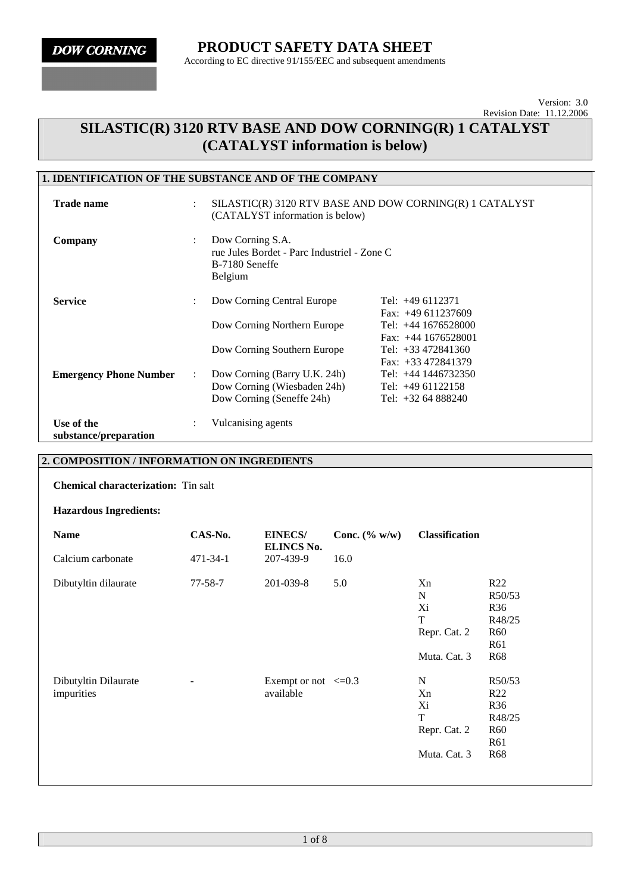DOW CORNING

# PRODUCT SAFETY DATA SHEET

According to EC directive 91/155/EEC and subsequent amendments

Version: 3.0
Revision Date: 11.12.2006

# SILASTIC(R) 3120 RTV BASE AND DOW CORNING(R) 1 CATALYST (CATALYST information is below)

## 1. IDENTIFICATION OF THE SUBSTANCE AND OF THE COMPANY

| | | | |
|---|---|---|---|
| **Trade name** | : | SILASTIC(R) 3120 RTV BASE AND DOW CORNING(R) 1 CATALYST (CATALYST information is below) | |
| **Company** | : | Dow Corning S.A.<br>rue Jules Bordet - Parc Industriel - Zone C<br>B-7180 Seneffe<br>Belgium | |
| **Service** | : | Dow Corning Central Europe | Tel: +49 6112371<br>Fax: +49 611237609 |
| | | Dow Corning Northern Europe | Tel: +44 1676528000<br>Fax: +44 1676528001 |
| | | Dow Corning Southern Europe | Tel: +33 472841360<br>Fax: +33 472841379 |
| **Emergency Phone Number** | : | Dow Corning (Barry U.K. 24h) | Tel: +44 1446732350 |
| | | Dow Corning (Wiesbaden 24h) | Tel: +49 61122158 |
| | | Dow Corning (Seneffe 24h) | Tel: +32 64 888240 |
| **Use of the substance/preparation** | : | Vulcanising agents | |

## 2. COMPOSITION / INFORMATION ON INGREDIENTS

**Chemical characterization:** Tin salt

**Hazardous Ingredients:**

| Name | CAS-No. | EINECS/ ELINCS No. | Conc. (% w/w) | Classification | |
|---|---|---|---|---|---|
| Calcium carbonate | 471-34-1 | 207-439-9 | 16.0 | | |
| Dibutyltin dilaurate | 77-58-7 | 201-039-8 | 5.0 | Xn | R22 |
| | | | | N | R50/53 |
| | | | | Xi | R36 |
| | | | | T | R48/25 |
| | | | | Repr. Cat. 2 | R60 |
| | | | | | R61 |
| | | | | Muta. Cat. 3 | R68 |
| Dibutyltin Dilaurate impurities | - | Exempt or not available | <=0.3 | N | R50/53 |
| | | | | Xn | R22 |
| | | | | Xi | R36 |
| | | | | T | R48/25 |
| | | | | Repr. Cat. 2 | R60 |
| | | | | | R61 |
| | | | | Muta. Cat. 3 | R68 |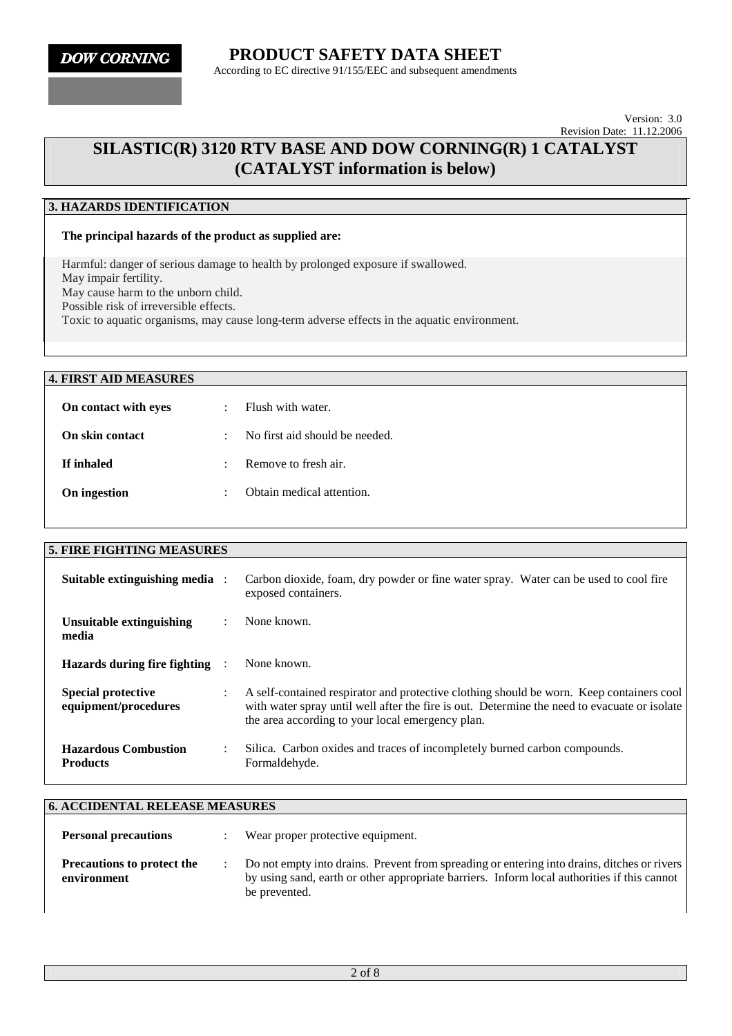**DOW CORNING**

# PRODUCT SAFETY DATA SHEET

According to EC directive 91/155/EEC and subsequent amendments

Version: 3.0
Revision Date: 11.12.2006

# SILASTIC(R) 3120 RTV BASE AND DOW CORNING(R) 1 CATALYST (CATALYST information is below)

## 3. HAZARDS IDENTIFICATION

**The principal hazards of the product as supplied are:**

Harmful: danger of serious damage to health by prolonged exposure if swallowed.
May impair fertility.
May cause harm to the unborn child.
Possible risk of irreversible effects.
Toxic to aquatic organisms, may cause long-term adverse effects in the aquatic environment.

## 4. FIRST AID MEASURES

| | |
|---|---|
| **On contact with eyes** | Flush with water. |
| **On skin contact** | No first aid should be needed. |
| **If inhaled** | Remove to fresh air. |
| **On ingestion** | Obtain medical attention. |

## 5. FIRE FIGHTING MEASURES

| | |
|---|---|
| **Suitable extinguishing media** | Carbon dioxide, foam, dry powder or fine water spray. Water can be used to cool fire exposed containers. |
| **Unsuitable extinguishing media** | None known. |
| **Hazards during fire fighting** | None known. |
| **Special protective equipment/procedures** | A self-contained respirator and protective clothing should be worn. Keep containers cool with water spray until well after the fire is out. Determine the need to evacuate or isolate the area according to your local emergency plan. |
| **Hazardous Combustion Products** | Silica. Carbon oxides and traces of incompletely burned carbon compounds. Formaldehyde. |

## 6. ACCIDENTAL RELEASE MEASURES

| | |
|---|---|
| **Personal precautions** | Wear proper protective equipment. |
| **Precautions to protect the environment** | Do not empty into drains. Prevent from spreading or entering into drains, ditches or rivers by using sand, earth or other appropriate barriers. Inform local authorities if this cannot be prevented. |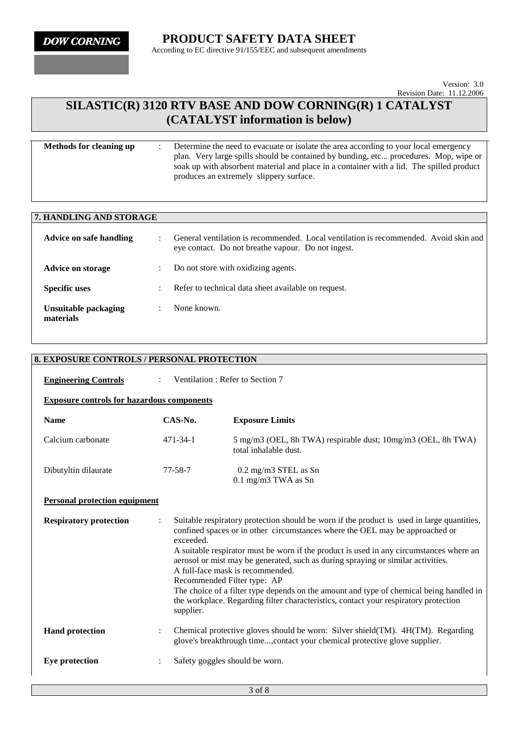# PRODUCT SAFETY DATA SHEET

According to EC directive 91/155/EEC and subsequent amendments

Version: 3.0
Revision Date: 11.12.2006

# SILASTIC(R) 3120 RTV BASE AND DOW CORNING(R) 1 CATALYST (CATALYST information is below)

**Methods for cleaning up** : Determine the need to evacuate or isolate the area according to your local emergency plan. Very large spills should be contained by bunding, etc... procedures. Mop, wipe or soak up with absorbent material and place in a container with a lid. The spilled product produces an extremely slippery surface.

## 7. HANDLING AND STORAGE

**Advice on safe handling** : General ventilation is recommended. Local ventilation is recommended. Avoid skin and eye contact. Do not breathe vapour. Do not ingest.

**Advice on storage** : Do not store with oxidizing agents.

**Specific uses** : Refer to technical data sheet available on request.

**Unsuitable packaging materials** : None known.

## 8. EXPOSURE CONTROLS / PERSONAL PROTECTION

**Engineering Controls** : Ventilation : Refer to Section 7

**Exposure controls for hazardous components**

| Name | CAS-No. | Exposure Limits |
|---|---|---|
| Calcium carbonate | 471-34-1 | 5 mg/m3 (OEL, 8h TWA) respirable dust; 10mg/m3 (OEL, 8h TWA) total inhalable dust. |
| Dibutyltin dilaurate | 77-58-7 | 0.2 mg/m3 STEL as Sn<br>0.1 mg/m3 TWA as Sn |

**Personal protection equipment**

**Respiratory protection** : Suitable respiratory protection should be worn if the product is used in large quantities, confined spaces or in other circumstances where the OEL may be approached or exceeded.
A suitable respirator must be worn if the product is used in any circumstances where an aerosol or mist may be generated, such as during spraying or similar activities.
A full-face mask is recommended.
Recommended Filter type: AP
The choice of a filter type depends on the amount and type of chemical being handled in the workplace. Regarding filter characteristics, contact your respiratory protection supplier.

**Hand protection** : Chemical protective gloves should be worn: Silver shield(TM). 4H(TM). Regarding glove's breakthrough time...,contact your chemical protective glove supplier.

**Eye protection** : Safety goggles should be worn.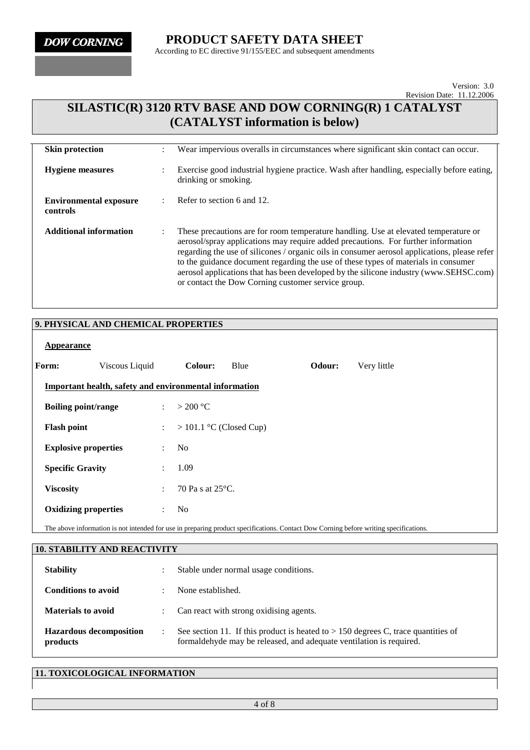| | | |
|---|---|---|
| **Skin protection** | : | Wear impervious overalls in circumstances where significant skin contact can occur. |
| **Hygiene measures** | : | Exercise good industrial hygiene practice. Wash after handling, especially before eating, drinking or smoking. |
| **Environmental exposure controls** | : | Refer to section 6 and 12. |
| **Additional information** | : | These precautions are for room temperature handling. Use at elevated temperature or aerosol/spray applications may require added precautions. For further information regarding the use of silicones / organic oils in consumer aerosol applications, please refer to the guidance document regarding the use of these types of materials in consumer aerosol applications that has been developed by the silicone industry (www.SEHSC.com) or contact the Dow Corning customer service group. |

## 9. PHYSICAL AND CHEMICAL PROPERTIES

**Appearance**

| | | | | | |
|---|---|---|---|---|---|
| **Form:** | Viscous Liquid | **Colour:** | Blue | **Odour:** | Very little |

**Important health, safety and environmental information**

| | | |
|---|---|---|
| **Boiling point/range** | : | > 200 °C |
| **Flash point** | : | > 101.1 °C (Closed Cup) |
| **Explosive properties** | : | No |
| **Specific Gravity** | : | 1.09 |
| **Viscosity** | : | 70 Pa s at 25°C. |
| **Oxidizing properties** | : | No |

The above information is not intended for use in preparing product specifications. Contact Dow Corning before writing specifications.

## 10. STABILITY AND REACTIVITY

| | | |
|---|---|---|
| **Stability** | : | Stable under normal usage conditions. |
| **Conditions to avoid** | : | None established. |
| **Materials to avoid** | : | Can react with strong oxidising agents. |
| **Hazardous decomposition products** | : | See section 11. If this product is heated to > 150 degrees C, trace quantities of formaldehyde may be released, and adequate ventilation is required. |

## 11. TOXICOLOGICAL INFORMATION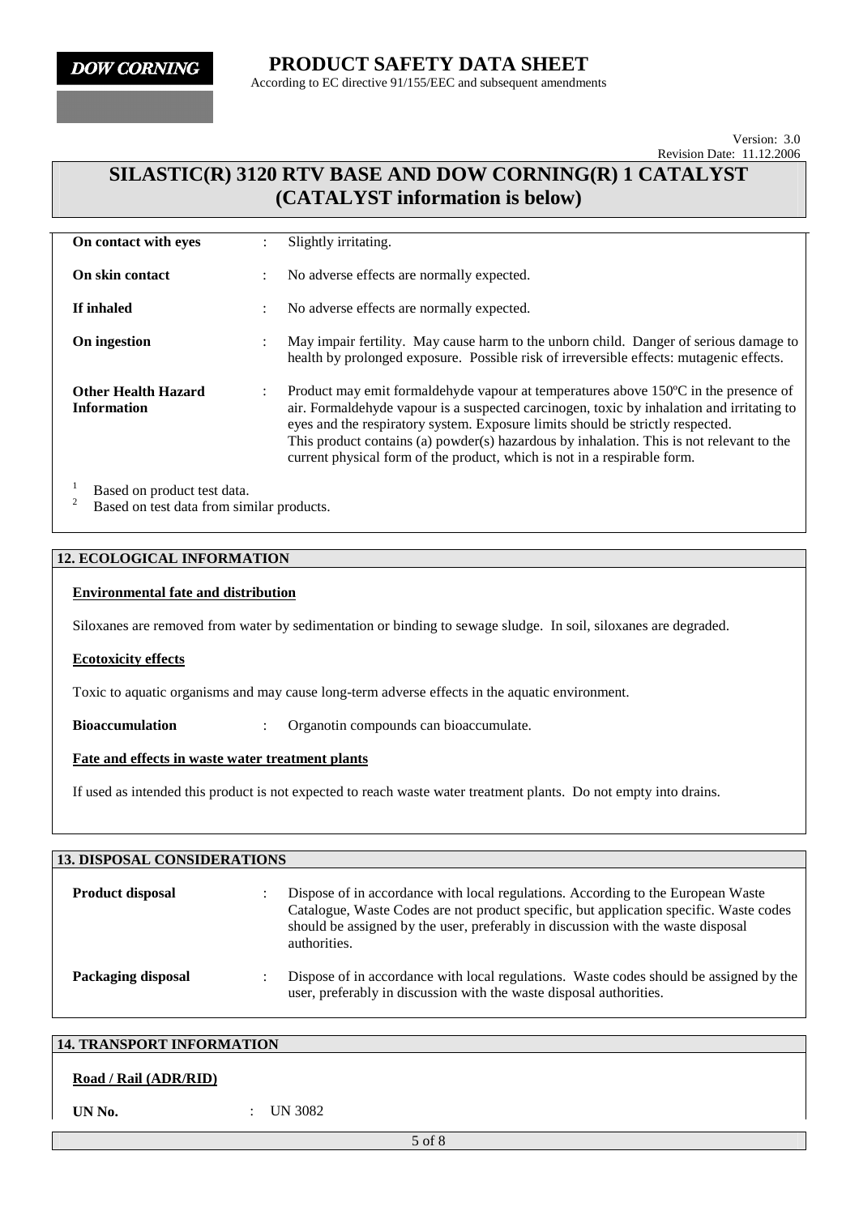# SILASTIC(R) 3120 RTV BASE AND DOW CORNING(R) 1 CATALYST (CATALYST information is below)

| | | |
|---|---|---|
| **On contact with eyes** | : | Slightly irritating. |
| **On skin contact** | : | No adverse effects are normally expected. |
| **If inhaled** | : | No adverse effects are normally expected. |
| **On ingestion** | : | May impair fertility. May cause harm to the unborn child. Danger of serious damage to health by prolonged exposure. Possible risk of irreversible effects: mutagenic effects. |
| **Other Health Hazard Information** | : | Product may emit formaldehyde vapour at temperatures above 150ºC in the presence of air. Formaldehyde vapour is a suspected carcinogen, toxic by inhalation and irritating to eyes and the respiratory system. Exposure limits should be strictly respected. This product contains (a) powder(s) hazardous by inhalation. This is not relevant to the current physical form of the product, which is not in a respirable form. |

[1] Based on product test data.
[2] Based on test data from similar products.

## 12. ECOLOGICAL INFORMATION

**Environmental fate and distribution**

Siloxanes are removed from water by sedimentation or binding to sewage sludge. In soil, siloxanes are degraded.

**Ecotoxicity effects**

Toxic to aquatic organisms and may cause long-term adverse effects in the aquatic environment.

**Bioaccumulation** : Organotin compounds can bioaccumulate.

**Fate and effects in waste water treatment plants**

If used as intended this product is not expected to reach waste water treatment plants. Do not empty into drains.

## 13. DISPOSAL CONSIDERATIONS

| | | |
|---|---|---|
| **Product disposal** | : | Dispose of in accordance with local regulations. According to the European Waste Catalogue, Waste Codes are not product specific, but application specific. Waste codes should be assigned by the user, preferably in discussion with the waste disposal authorities. |
| **Packaging disposal** | : | Dispose of in accordance with local regulations. Waste codes should be assigned by the user, preferably in discussion with the waste disposal authorities. |

## 14. TRANSPORT INFORMATION

**Road / Rail (ADR/RID)**

**UN No.** : UN 3082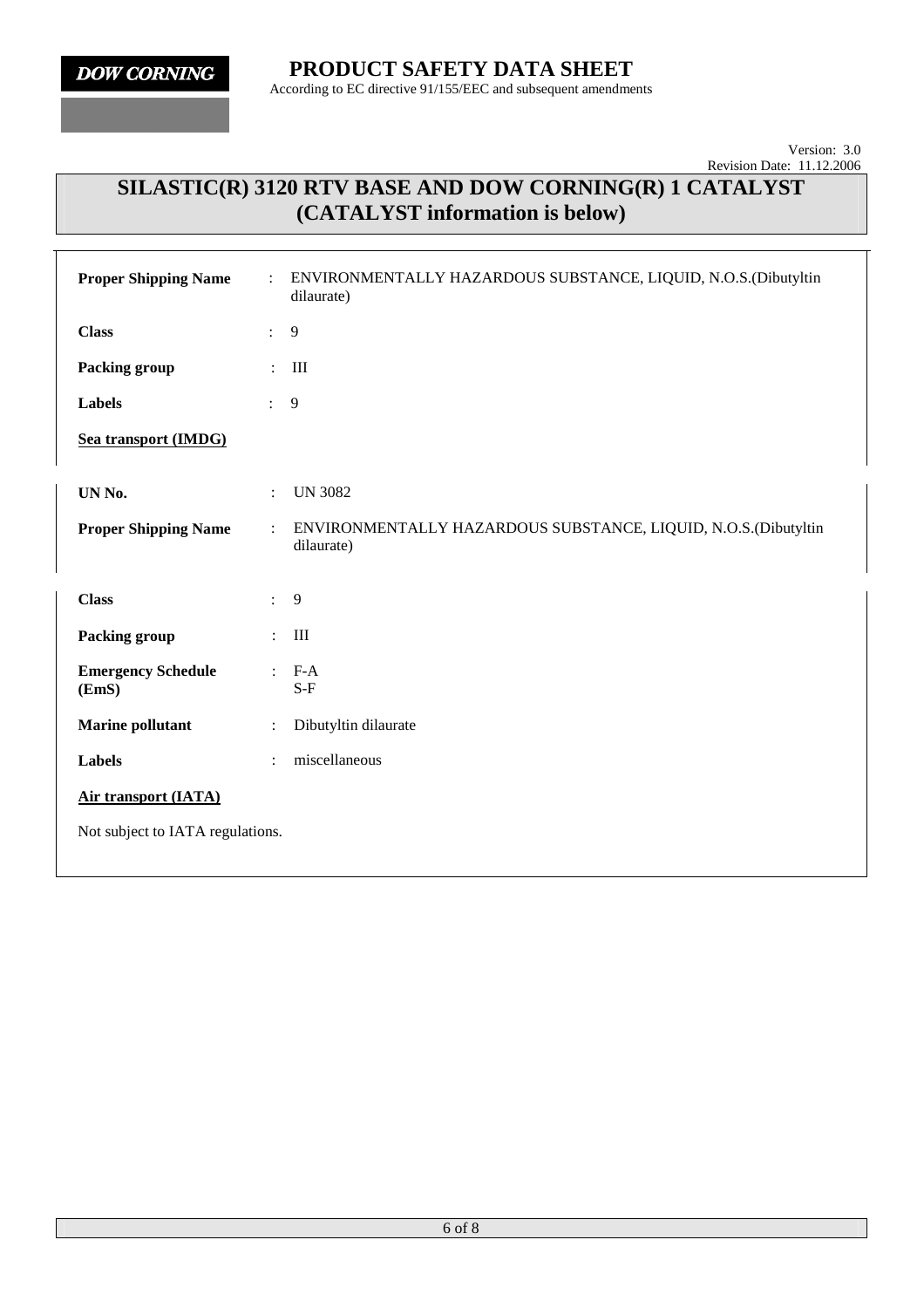# SILASTIC(R) 3120 RTV BASE AND DOW CORNING(R) 1 CATALYST (CATALYST information is below)

| | | |
|---|---|---|
| **Proper Shipping Name** | : | ENVIRONMENTALLY HAZARDOUS SUBSTANCE, LIQUID, N.O.S.(Dibutyltin dilaurate) |
| **Class** | : | 9 |
| **Packing group** | : | III |
| **Labels** | : | 9 |

**Sea transport (IMDG)**

| | | |
|---|---|---|
| **UN No.** | : | UN 3082 |
| **Proper Shipping Name** | : | ENVIRONMENTALLY HAZARDOUS SUBSTANCE, LIQUID, N.O.S.(Dibutyltin dilaurate) |
| **Class** | : | 9 |
| **Packing group** | : | III |
| **Emergency Schedule (EmS)** | : | F-A S-F |
| **Marine pollutant** | : | Dibutyltin dilaurate |
| **Labels** | : | miscellaneous |

**Air transport (IATA)**

Not subject to IATA regulations.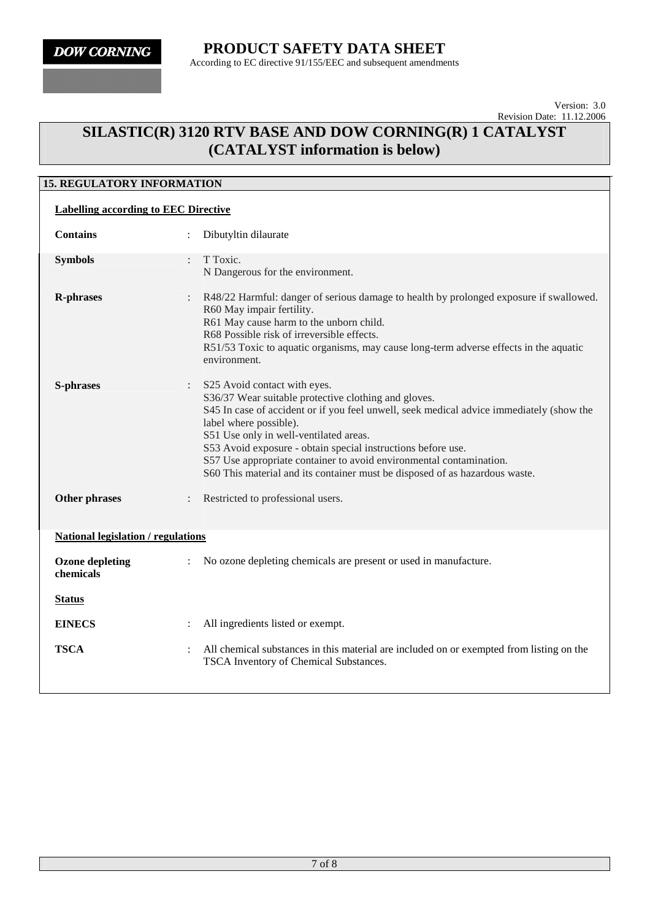# PRODUCT SAFETY DATA SHEET

According to EC directive 91/155/EEC and subsequent amendments

Version: 3.0
Revision Date: 11.12.2006

## SILASTIC(R) 3120 RTV BASE AND DOW CORNING(R) 1 CATALYST (CATALYST information is below)

### 15. REGULATORY INFORMATION

**Labelling according to EEC Directive**

**Contains** : Dibutyltin dilaurate

**Symbols** : T Toxic.
N Dangerous for the environment.

**R-phrases** : R48/22 Harmful: danger of serious damage to health by prolonged exposure if swallowed.
R60 May impair fertility.
R61 May cause harm to the unborn child.
R68 Possible risk of irreversible effects.
R51/53 Toxic to aquatic organisms, may cause long-term adverse effects in the aquatic environment.

**S-phrases** : S25 Avoid contact with eyes.
S36/37 Wear suitable protective clothing and gloves.
S45 In case of accident or if you feel unwell, seek medical advice immediately (show the label where possible).
S51 Use only in well-ventilated areas.
S53 Avoid exposure - obtain special instructions before use.
S57 Use appropriate container to avoid environmental contamination.
S60 This material and its container must be disposed of as hazardous waste.

**Other phrases** : Restricted to professional users.

**National legislation / regulations**

**Ozone depleting chemicals** : No ozone depleting chemicals are present or used in manufacture.

**Status**

**EINECS** : All ingredients listed or exempt.

**TSCA** : All chemical substances in this material are included on or exempted from listing on the TSCA Inventory of Chemical Substances.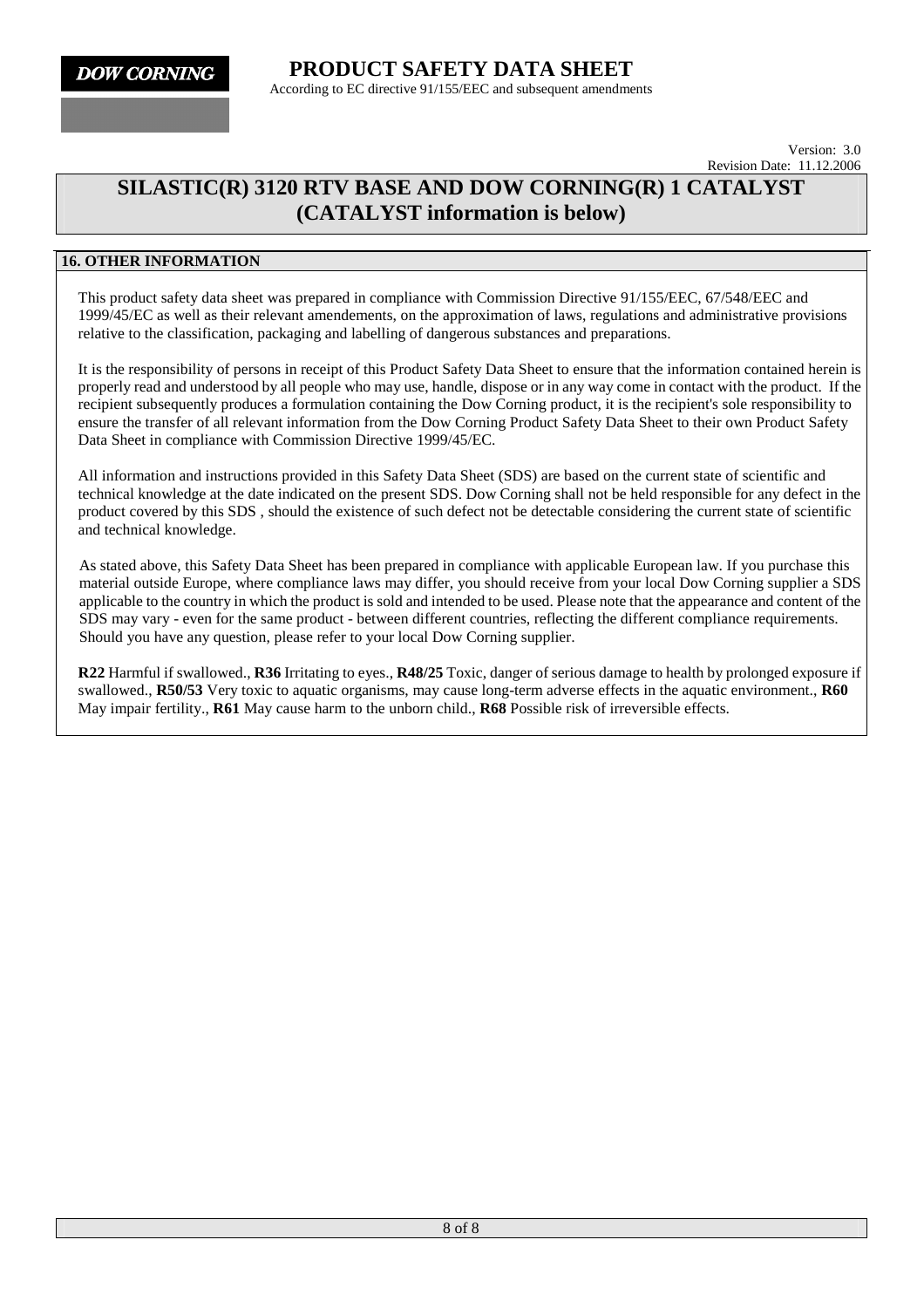**DOW CORNING**

# PRODUCT SAFETY DATA SHEET

According to EC directive 91/155/EEC and subsequent amendments

Version: 3.0
Revision Date: 11.12.2006

# SILASTIC(R) 3120 RTV BASE AND DOW CORNING(R) 1 CATALYST (CATALYST information is below)

## 16. OTHER INFORMATION

This product safety data sheet was prepared in compliance with Commission Directive 91/155/EEC, 67/548/EEC and 1999/45/EC as well as their relevant amendements, on the approximation of laws, regulations and administrative provisions relative to the classification, packaging and labelling of dangerous substances and preparations.

It is the responsibility of persons in receipt of this Product Safety Data Sheet to ensure that the information contained herein is properly read and understood by all people who may use, handle, dispose or in any way come in contact with the product. If the recipient subsequently produces a formulation containing the Dow Corning product, it is the recipient's sole responsibility to ensure the transfer of all relevant information from the Dow Corning Product Safety Data Sheet to their own Product Safety Data Sheet in compliance with Commission Directive 1999/45/EC.

All information and instructions provided in this Safety Data Sheet (SDS) are based on the current state of scientific and technical knowledge at the date indicated on the present SDS. Dow Corning shall not be held responsible for any defect in the product covered by this SDS , should the existence of such defect not be detectable considering the current state of scientific and technical knowledge.

As stated above, this Safety Data Sheet has been prepared in compliance with applicable European law. If you purchase this material outside Europe, where compliance laws may differ, you should receive from your local Dow Corning supplier a SDS applicable to the country in which the product is sold and intended to be used. Please note that the appearance and content of the SDS may vary - even for the same product - between different countries, reflecting the different compliance requirements. Should you have any question, please refer to your local Dow Corning supplier.

**R22** Harmful if swallowed., **R36** Irritating to eyes., **R48/25** Toxic, danger of serious damage to health by prolonged exposure if swallowed., **R50/53** Very toxic to aquatic organisms, may cause long-term adverse effects in the aquatic environment., **R60** May impair fertility., **R61** May cause harm to the unborn child., **R68** Possible risk of irreversible effects.